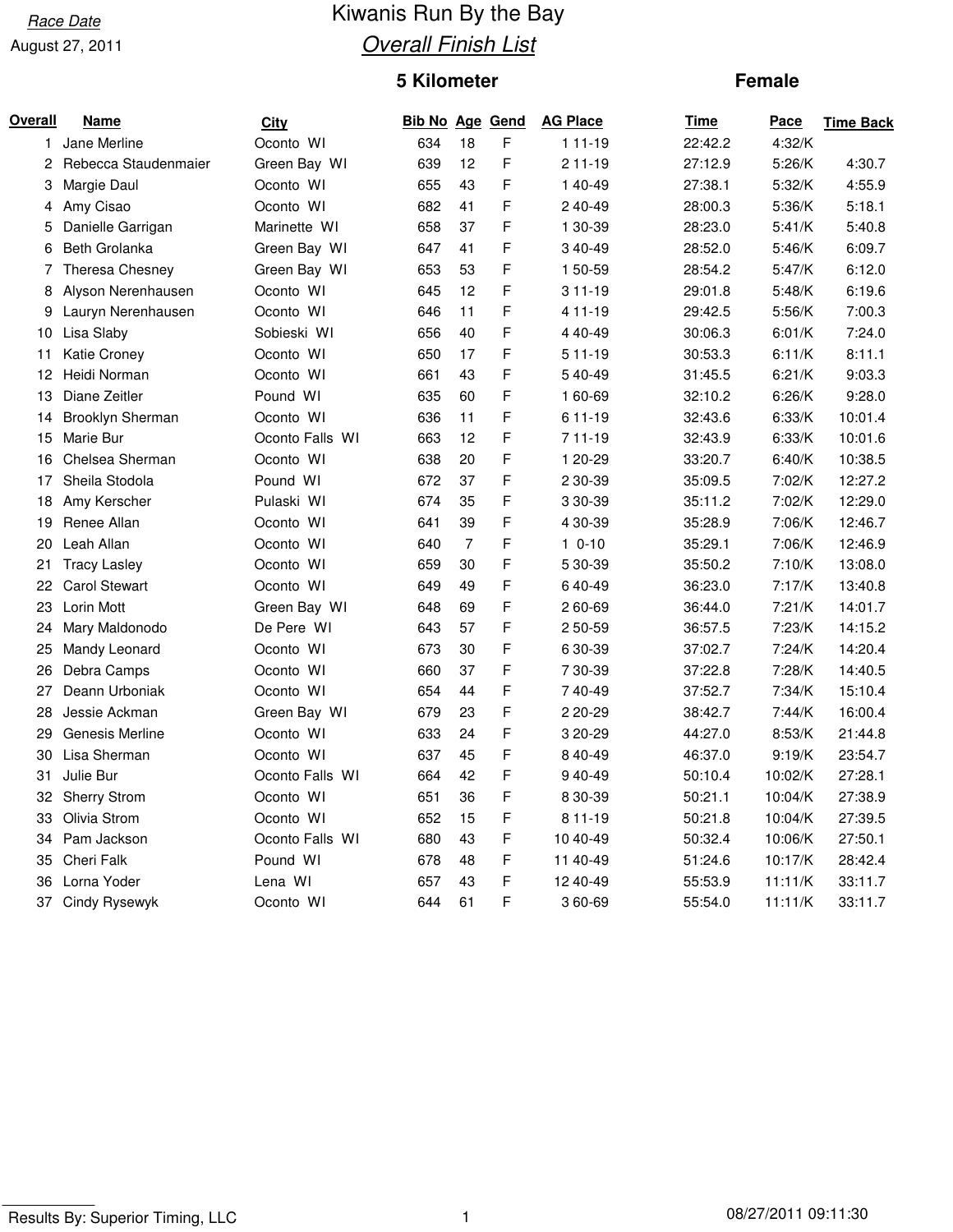Race Date

August 27, 2011

# Kiwanis Run By the Bay

## Overall Finish List

### 5 Kilometer — Female

| Overall | Name | City | Bib No | Age | Gend | AG Place | Time | Pace | Time Back |
|---|---|---|---|---|---|---|---|---|---|
| 1 | Jane Merline | Oconto WI | 634 | 18 | F | 1 11-19 | 22:42.2 | 4:32/K | |
| 2 | Rebecca Staudenmaier | Green Bay WI | 639 | 12 | F | 2 11-19 | 27:12.9 | 5:26/K | 4:30.7 |
| 3 | Margie Daul | Oconto WI | 655 | 43 | F | 1 40-49 | 27:38.1 | 5:32/K | 4:55.9 |
| 4 | Amy Cisao | Oconto WI | 682 | 41 | F | 2 40-49 | 28:00.3 | 5:36/K | 5:18.1 |
| 5 | Danielle Garrigan | Marinette WI | 658 | 37 | F | 1 30-39 | 28:23.0 | 5:41/K | 5:40.8 |
| 6 | Beth Grolanka | Green Bay WI | 647 | 41 | F | 3 40-49 | 28:52.0 | 5:46/K | 6:09.7 |
| 7 | Theresa Chesney | Green Bay WI | 653 | 53 | F | 1 50-59 | 28:54.2 | 5:47/K | 6:12.0 |
| 8 | Alyson Nerenhausen | Oconto WI | 645 | 12 | F | 3 11-19 | 29:01.8 | 5:48/K | 6:19.6 |
| 9 | Lauryn Nerenhausen | Oconto WI | 646 | 11 | F | 4 11-19 | 29:42.5 | 5:56/K | 7:00.3 |
| 10 | Lisa Slaby | Sobieski WI | 656 | 40 | F | 4 40-49 | 30:06.3 | 6:01/K | 7:24.0 |
| 11 | Katie Croney | Oconto WI | 650 | 17 | F | 5 11-19 | 30:53.3 | 6:11/K | 8:11.1 |
| 12 | Heidi Norman | Oconto WI | 661 | 43 | F | 5 40-49 | 31:45.5 | 6:21/K | 9:03.3 |
| 13 | Diane Zeitler | Pound WI | 635 | 60 | F | 1 60-69 | 32:10.2 | 6:26/K | 9:28.0 |
| 14 | Brooklyn Sherman | Oconto WI | 636 | 11 | F | 6 11-19 | 32:43.6 | 6:33/K | 10:01.4 |
| 15 | Marie Bur | Oconto Falls WI | 663 | 12 | F | 7 11-19 | 32:43.9 | 6:33/K | 10:01.6 |
| 16 | Chelsea Sherman | Oconto WI | 638 | 20 | F | 1 20-29 | 33:20.7 | 6:40/K | 10:38.5 |
| 17 | Sheila Stodola | Pound WI | 672 | 37 | F | 2 30-39 | 35:09.5 | 7:02/K | 12:27.2 |
| 18 | Amy Kerscher | Pulaski WI | 674 | 35 | F | 3 30-39 | 35:11.2 | 7:02/K | 12:29.0 |
| 19 | Renee Allan | Oconto WI | 641 | 39 | F | 4 30-39 | 35:28.9 | 7:06/K | 12:46.7 |
| 20 | Leah Allan | Oconto WI | 640 | 7 | F | 1 0-10 | 35:29.1 | 7:06/K | 12:46.9 |
| 21 | Tracy Lasley | Oconto WI | 659 | 30 | F | 5 30-39 | 35:50.2 | 7:10/K | 13:08.0 |
| 22 | Carol Stewart | Oconto WI | 649 | 49 | F | 6 40-49 | 36:23.0 | 7:17/K | 13:40.8 |
| 23 | Lorin Mott | Green Bay WI | 648 | 69 | F | 2 60-69 | 36:44.0 | 7:21/K | 14:01.7 |
| 24 | Mary Maldonodo | De Pere WI | 643 | 57 | F | 2 50-59 | 36:57.5 | 7:23/K | 14:15.2 |
| 25 | Mandy Leonard | Oconto WI | 673 | 30 | F | 6 30-39 | 37:02.7 | 7:24/K | 14:20.4 |
| 26 | Debra Camps | Oconto WI | 660 | 37 | F | 7 30-39 | 37:22.8 | 7:28/K | 14:40.5 |
| 27 | Deann Urboniak | Oconto WI | 654 | 44 | F | 7 40-49 | 37:52.7 | 7:34/K | 15:10.4 |
| 28 | Jessie Ackman | Green Bay WI | 679 | 23 | F | 2 20-29 | 38:42.7 | 7:44/K | 16:00.4 |
| 29 | Genesis Merline | Oconto WI | 633 | 24 | F | 3 20-29 | 44:27.0 | 8:53/K | 21:44.8 |
| 30 | Lisa Sherman | Oconto WI | 637 | 45 | F | 8 40-49 | 46:37.0 | 9:19/K | 23:54.7 |
| 31 | Julie Bur | Oconto Falls WI | 664 | 42 | F | 9 40-49 | 50:10.4 | 10:02/K | 27:28.1 |
| 32 | Sherry Strom | Oconto WI | 651 | 36 | F | 8 30-39 | 50:21.1 | 10:04/K | 27:38.9 |
| 33 | Olivia Strom | Oconto WI | 652 | 15 | F | 8 11-19 | 50:21.8 | 10:04/K | 27:39.5 |
| 34 | Pam Jackson | Oconto Falls WI | 680 | 43 | F | 10 40-49 | 50:32.4 | 10:06/K | 27:50.1 |
| 35 | Cheri Falk | Pound WI | 678 | 48 | F | 11 40-49 | 51:24.6 | 10:17/K | 28:42.4 |
| 36 | Lorna Yoder | Lena WI | 657 | 43 | F | 12 40-49 | 55:53.9 | 11:11/K | 33:11.7 |
| 37 | Cindy Rysewyk | Oconto WI | 644 | 61 | F | 3 60-69 | 55:54.0 | 11:11/K | 33:11.7 |

Results By: Superior Timing, LLC

08/27/2011 09:11:30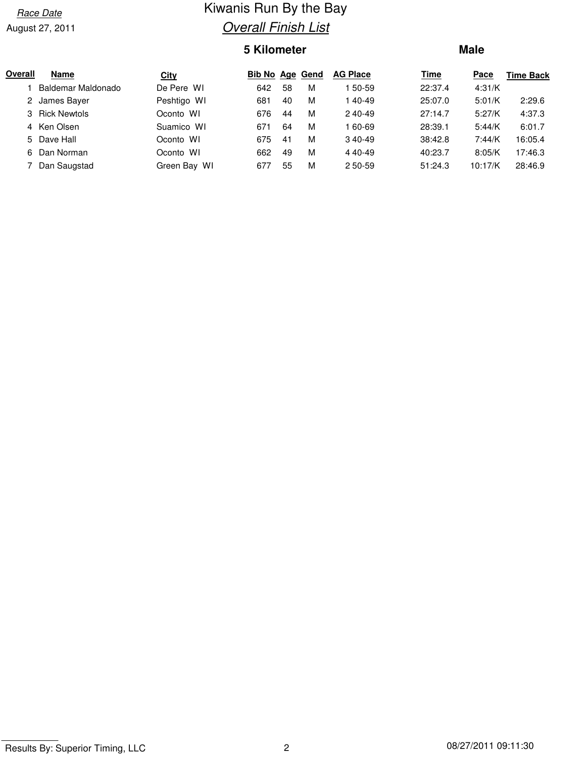Race Date

August 27, 2011

# Kiwanis Run By the Bay

## Overall Finish List

### 5 Kilometer — Male

| Overall | Name | City | Bib No | Age | Gend | AG Place | Time | Pace | Time Back |
|---|---|---|---|---|---|---|---|---|---|
| 1 | Baldemar Maldonado | De Pere WI | 642 | 58 | M | 1 50-59 | 22:37.4 | 4:31/K | |
| 2 | James Bayer | Peshtigo WI | 681 | 40 | M | 1 40-49 | 25:07.0 | 5:01/K | 2:29.6 |
| 3 | Rick Newtols | Oconto WI | 676 | 44 | M | 2 40-49 | 27:14.7 | 5:27/K | 4:37.3 |
| 4 | Ken Olsen | Suamico WI | 671 | 64 | M | 1 60-69 | 28:39.1 | 5:44/K | 6:01.7 |
| 5 | Dave Hall | Oconto WI | 675 | 41 | M | 3 40-49 | 38:42.8 | 7:44/K | 16:05.4 |
| 6 | Dan Norman | Oconto WI | 662 | 49 | M | 4 40-49 | 40:23.7 | 8:05/K | 17:46.3 |
| 7 | Dan Saugstad | Green Bay WI | 677 | 55 | M | 2 50-59 | 51:24.3 | 10:17/K | 28:46.9 |

Results By: Superior Timing, LLC

08/27/2011 09:11:30